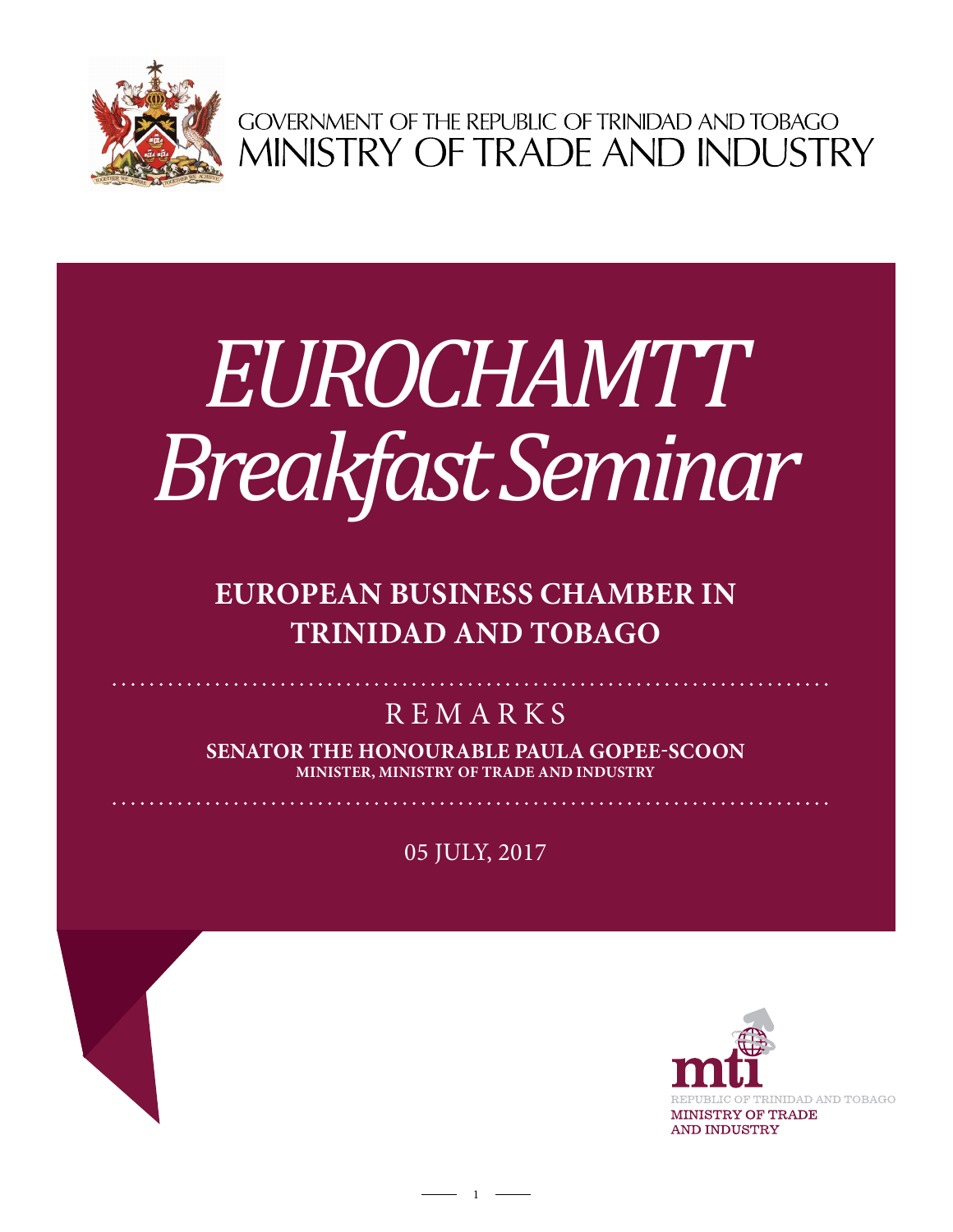GOVERNMENT OF THE REPUBLIC OF TRINIDAD AND TOBAGO
MINISTRY OF TRADE AND INDUSTRY

# *EUROCHAMTT Breakfast Seminar*

## EUROPEAN BUSINESS CHAMBER IN TRINIDAD AND TOBAGO

REMARKS

**SENATOR THE HONOURABLE PAULA GOPEE-SCOON**
**MINISTER, MINISTRY OF TRADE AND INDUSTRY**

05 JULY, 2017

REPUBLIC OF TRINIDAD AND TOBAGO
MINISTRY OF TRADE AND INDUSTRY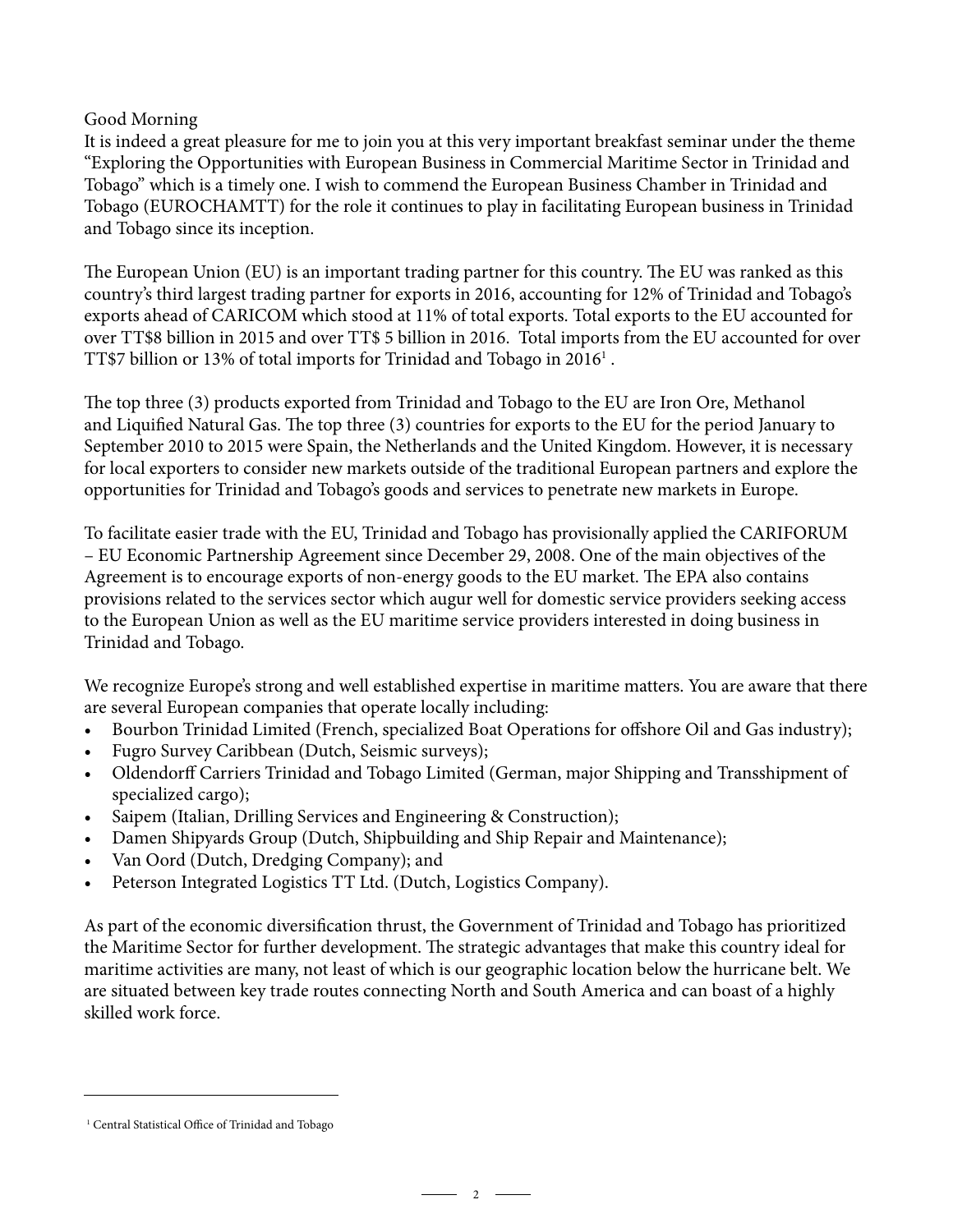Good Morning

It is indeed a great pleasure for me to join you at this very important breakfast seminar under the theme "Exploring the Opportunities with European Business in Commercial Maritime Sector in Trinidad and Tobago" which is a timely one. I wish to commend the European Business Chamber in Trinidad and Tobago (EUROCHAMTT) for the role it continues to play in facilitating European business in Trinidad and Tobago since its inception.

The European Union (EU) is an important trading partner for this country. The EU was ranked as this country's third largest trading partner for exports in 2016, accounting for 12% of Trinidad and Tobago's exports ahead of CARICOM which stood at 11% of total exports. Total exports to the EU accounted for over TT$8 billion in 2015 and over TT$ 5 billion in 2016. Total imports from the EU accounted for over TT$7 billion or 13% of total imports for Trinidad and Tobago in 2016[1].

The top three (3) products exported from Trinidad and Tobago to the EU are Iron Ore, Methanol and Liquified Natural Gas. The top three (3) countries for exports to the EU for the period January to September 2010 to 2015 were Spain, the Netherlands and the United Kingdom. However, it is necessary for local exporters to consider new markets outside of the traditional European partners and explore the opportunities for Trinidad and Tobago's goods and services to penetrate new markets in Europe.

To facilitate easier trade with the EU, Trinidad and Tobago has provisionally applied the CARIFORUM – EU Economic Partnership Agreement since December 29, 2008. One of the main objectives of the Agreement is to encourage exports of non-energy goods to the EU market. The EPA also contains provisions related to the services sector which augur well for domestic service providers seeking access to the European Union as well as the EU maritime service providers interested in doing business in Trinidad and Tobago.

We recognize Europe's strong and well established expertise in maritime matters. You are aware that there are several European companies that operate locally including:

- Bourbon Trinidad Limited (French, specialized Boat Operations for offshore Oil and Gas industry);
- Fugro Survey Caribbean (Dutch, Seismic surveys);
- Oldendorff Carriers Trinidad and Tobago Limited (German, major Shipping and Transshipment of specialized cargo);
- Saipem (Italian, Drilling Services and Engineering & Construction);
- Damen Shipyards Group (Dutch, Shipbuilding and Ship Repair and Maintenance);
- Van Oord (Dutch, Dredging Company); and
- Peterson Integrated Logistics TT Ltd. (Dutch, Logistics Company).

As part of the economic diversification thrust, the Government of Trinidad and Tobago has prioritized the Maritime Sector for further development. The strategic advantages that make this country ideal for maritime activities are many, not least of which is our geographic location below the hurricane belt. We are situated between key trade routes connecting North and South America and can boast of a highly skilled work force.

[1] Central Statistical Office of Trinidad and Tobago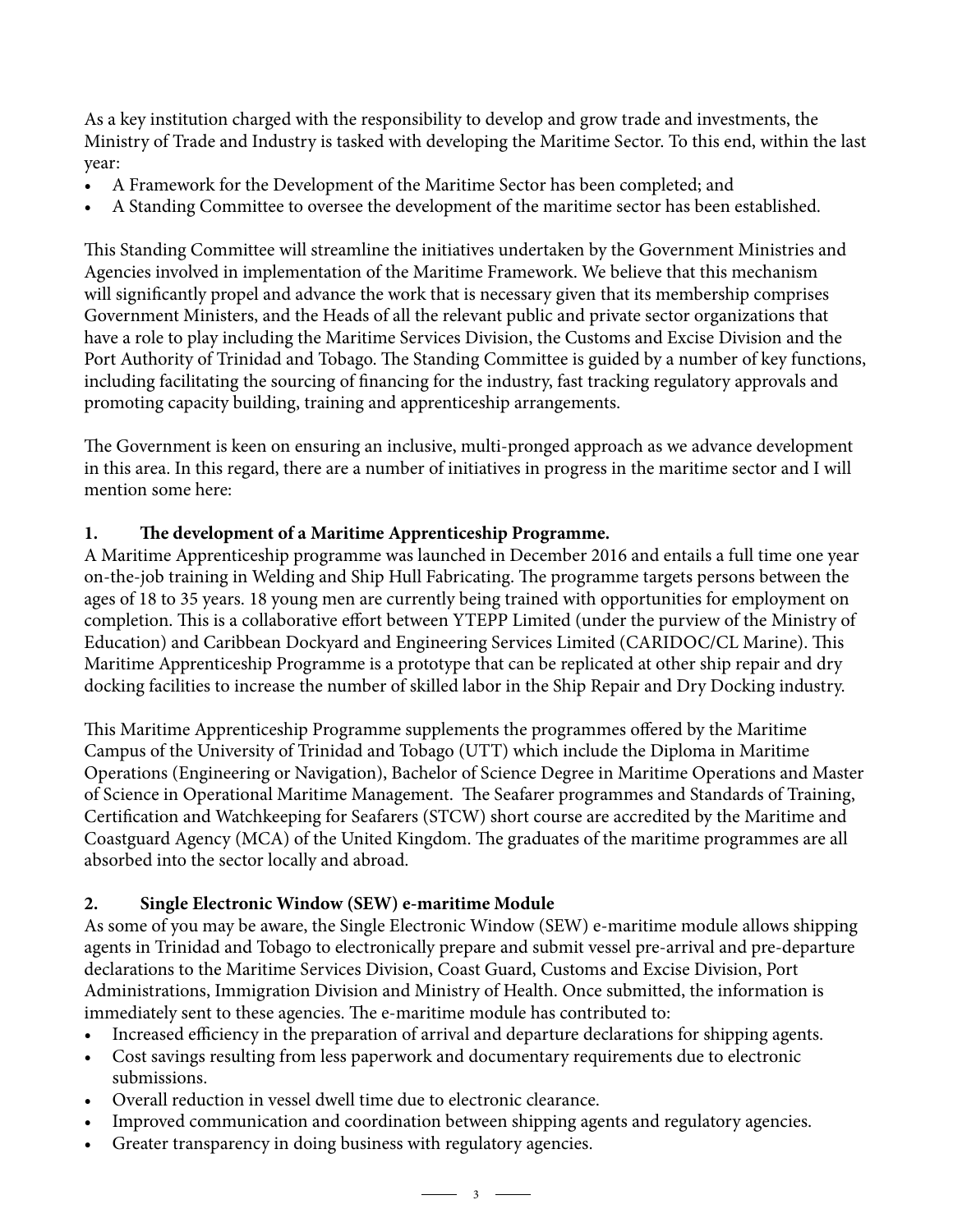As a key institution charged with the responsibility to develop and grow trade and investments, the Ministry of Trade and Industry is tasked with developing the Maritime Sector. To this end, within the last year:

- A Framework for the Development of the Maritime Sector has been completed; and
- A Standing Committee to oversee the development of the maritime sector has been established.

This Standing Committee will streamline the initiatives undertaken by the Government Ministries and Agencies involved in implementation of the Maritime Framework. We believe that this mechanism will significantly propel and advance the work that is necessary given that its membership comprises Government Ministers, and the Heads of all the relevant public and private sector organizations that have a role to play including the Maritime Services Division, the Customs and Excise Division and the Port Authority of Trinidad and Tobago. The Standing Committee is guided by a number of key functions, including facilitating the sourcing of financing for the industry, fast tracking regulatory approvals and promoting capacity building, training and apprenticeship arrangements.

The Government is keen on ensuring an inclusive, multi-pronged approach as we advance development in this area. In this regard, there are a number of initiatives in progress in the maritime sector and I will mention some here:

**1. The development of a Maritime Apprenticeship Programme.**

A Maritime Apprenticeship programme was launched in December 2016 and entails a full time one year on-the-job training in Welding and Ship Hull Fabricating. The programme targets persons between the ages of 18 to 35 years. 18 young men are currently being trained with opportunities for employment on completion. This is a collaborative effort between YTEPP Limited (under the purview of the Ministry of Education) and Caribbean Dockyard and Engineering Services Limited (CARIDOC/CL Marine). This Maritime Apprenticeship Programme is a prototype that can be replicated at other ship repair and dry docking facilities to increase the number of skilled labor in the Ship Repair and Dry Docking industry.

This Maritime Apprenticeship Programme supplements the programmes offered by the Maritime Campus of the University of Trinidad and Tobago (UTT) which include the Diploma in Maritime Operations (Engineering or Navigation), Bachelor of Science Degree in Maritime Operations and Master of Science in Operational Maritime Management. The Seafarer programmes and Standards of Training, Certification and Watchkeeping for Seafarers (STCW) short course are accredited by the Maritime and Coastguard Agency (MCA) of the United Kingdom. The graduates of the maritime programmes are all absorbed into the sector locally and abroad.

**2. Single Electronic Window (SEW) e-maritime Module**

As some of you may be aware, the Single Electronic Window (SEW) e-maritime module allows shipping agents in Trinidad and Tobago to electronically prepare and submit vessel pre-arrival and pre-departure declarations to the Maritime Services Division, Coast Guard, Customs and Excise Division, Port Administrations, Immigration Division and Ministry of Health. Once submitted, the information is immediately sent to these agencies. The e-maritime module has contributed to:

- Increased efficiency in the preparation of arrival and departure declarations for shipping agents.
- Cost savings resulting from less paperwork and documentary requirements due to electronic submissions.
- Overall reduction in vessel dwell time due to electronic clearance.
- Improved communication and coordination between shipping agents and regulatory agencies.
- Greater transparency in doing business with regulatory agencies.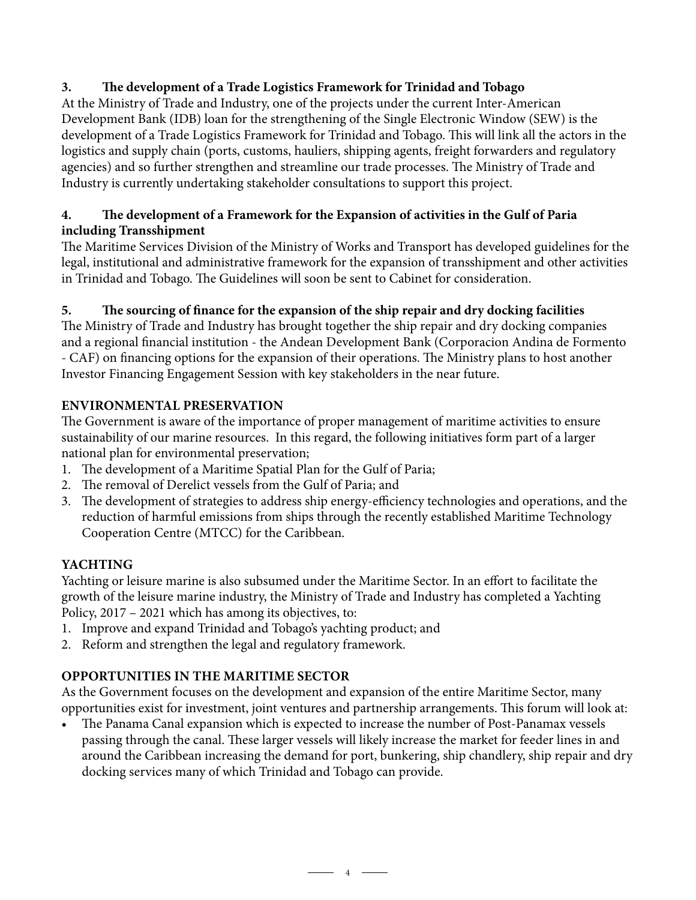**3. The development of a Trade Logistics Framework for Trinidad and Tobago**

At the Ministry of Trade and Industry, one of the projects under the current Inter-American Development Bank (IDB) loan for the strengthening of the Single Electronic Window (SEW) is the development of a Trade Logistics Framework for Trinidad and Tobago. This will link all the actors in the logistics and supply chain (ports, customs, hauliers, shipping agents, freight forwarders and regulatory agencies) and so further strengthen and streamline our trade processes. The Ministry of Trade and Industry is currently undertaking stakeholder consultations to support this project.

**4. The development of a Framework for the Expansion of activities in the Gulf of Paria including Transshipment**

The Maritime Services Division of the Ministry of Works and Transport has developed guidelines for the legal, institutional and administrative framework for the expansion of transshipment and other activities in Trinidad and Tobago. The Guidelines will soon be sent to Cabinet for consideration.

**5. The sourcing of finance for the expansion of the ship repair and dry docking facilities**

The Ministry of Trade and Industry has brought together the ship repair and dry docking companies and a regional financial institution - the Andean Development Bank (Corporacion Andina de Formento - CAF) on financing options for the expansion of their operations. The Ministry plans to host another Investor Financing Engagement Session with key stakeholders in the near future.

## ENVIRONMENTAL PRESERVATION

The Government is aware of the importance of proper management of maritime activities to ensure sustainability of our marine resources. In this regard, the following initiatives form part of a larger national plan for environmental preservation;

1. The development of a Maritime Spatial Plan for the Gulf of Paria;
2. The removal of Derelict vessels from the Gulf of Paria; and
3. The development of strategies to address ship energy-efficiency technologies and operations, and the reduction of harmful emissions from ships through the recently established Maritime Technology Cooperation Centre (MTCC) for the Caribbean.

## YACHTING

Yachting or leisure marine is also subsumed under the Maritime Sector. In an effort to facilitate the growth of the leisure marine industry, the Ministry of Trade and Industry has completed a Yachting Policy, 2017 – 2021 which has among its objectives, to:

1. Improve and expand Trinidad and Tobago's yachting product; and
2. Reform and strengthen the legal and regulatory framework.

## OPPORTUNITIES IN THE MARITIME SECTOR

As the Government focuses on the development and expansion of the entire Maritime Sector, many opportunities exist for investment, joint ventures and partnership arrangements. This forum will look at:

- The Panama Canal expansion which is expected to increase the number of Post-Panamax vessels passing through the canal. These larger vessels will likely increase the market for feeder lines in and around the Caribbean increasing the demand for port, bunkering, ship chandlery, ship repair and dry docking services many of which Trinidad and Tobago can provide.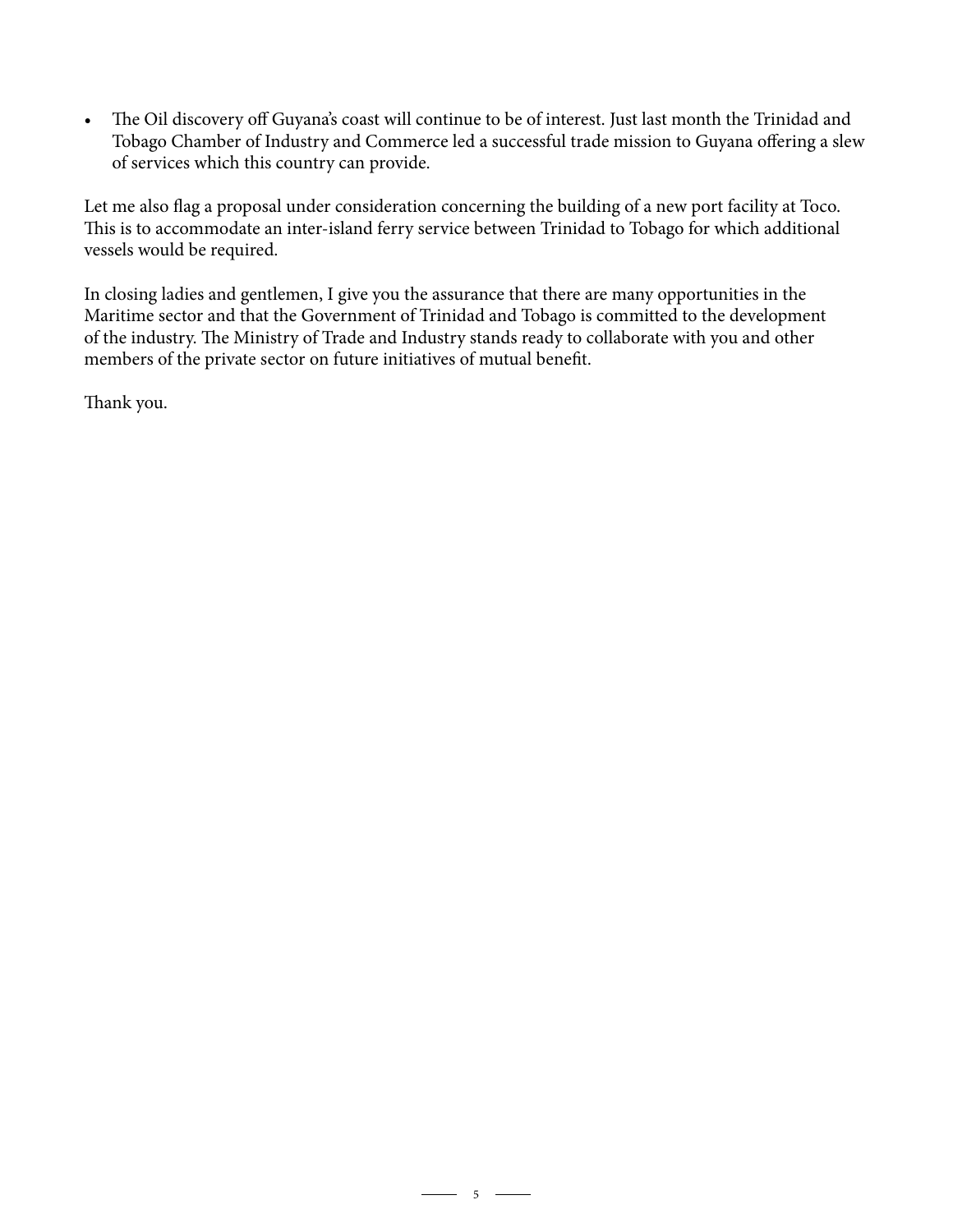- The Oil discovery off Guyana's coast will continue to be of interest. Just last month the Trinidad and Tobago Chamber of Industry and Commerce led a successful trade mission to Guyana offering a slew of services which this country can provide.

Let me also flag a proposal under consideration concerning the building of a new port facility at Toco. This is to accommodate an inter-island ferry service between Trinidad to Tobago for which additional vessels would be required.

In closing ladies and gentlemen, I give you the assurance that there are many opportunities in the Maritime sector and that the Government of Trinidad and Tobago is committed to the development of the industry. The Ministry of Trade and Industry stands ready to collaborate with you and other members of the private sector on future initiatives of mutual benefit.

Thank you.